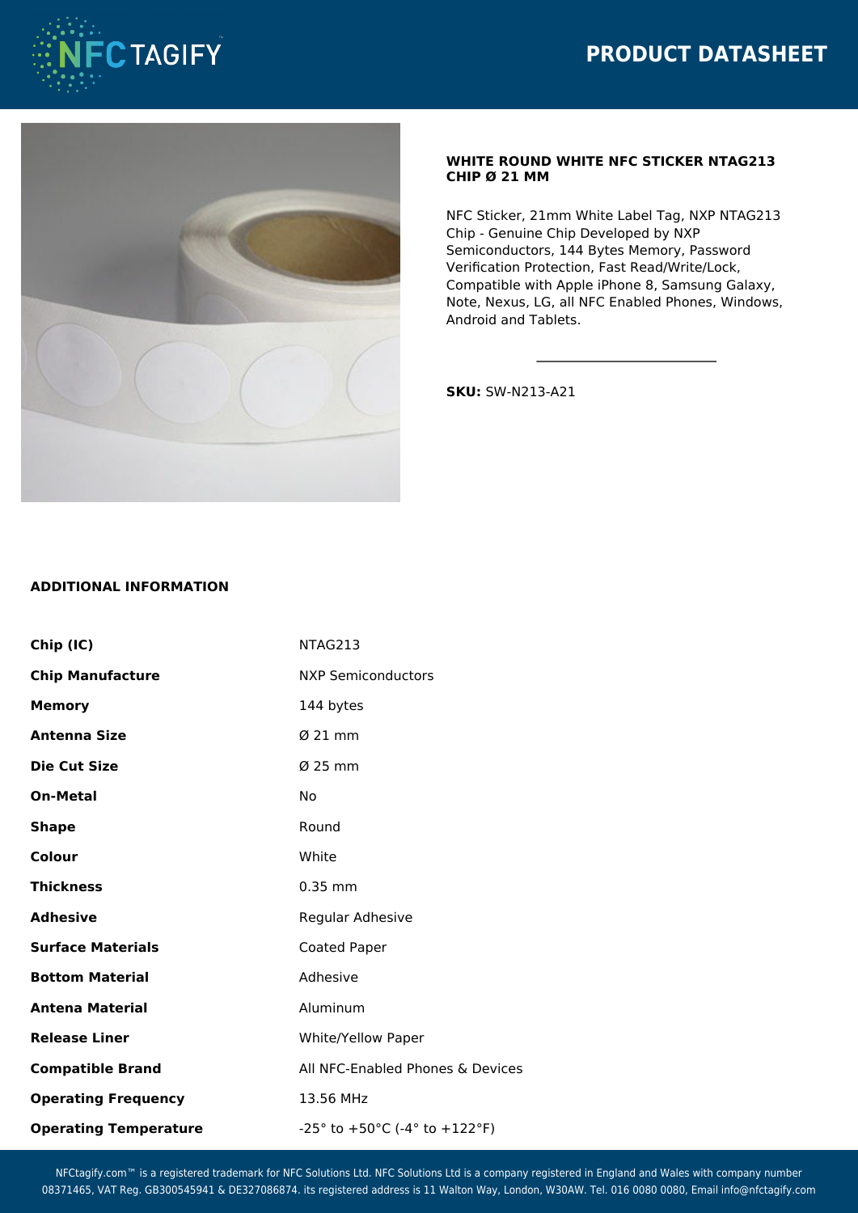# PRODUCT DATASHEET

## WHITE ROUND WHITE NFC STICKER NTAG213 CHIP Ø 21 MM

NFC Sticker, 21mm White Label Tag, NXP NTAG213 Chip - Genuine Chip Developed by NXP Semiconductors, 144 Bytes Memory, Password Verification Protection, Fast Read/Write/Lock, Compatible with Apple iPhone 8, Samsung Galaxy, Note, Nexus, LG, all NFC Enabled Phones, Windows, Android and Tablets.

---

**SKU:** SW-N213-A21

### ADDITIONAL INFORMATION

| | |
|---|---|
| **Chip (IC)** | NTAG213 |
| **Chip Manufacture** | NXP Semiconductors |
| **Memory** | 144 bytes |
| **Antenna Size** | Ø 21 mm |
| **Die Cut Size** | Ø 25 mm |
| **On-Metal** | No |
| **Shape** | Round |
| **Colour** | White |
| **Thickness** | 0.35 mm |
| **Adhesive** | Regular Adhesive |
| **Surface Materials** | Coated Paper |
| **Bottom Material** | Adhesive |
| **Antena Material** | Aluminum |
| **Release Liner** | White/Yellow Paper |
| **Compatible Brand** | All NFC-Enabled Phones & Devices |
| **Operating Frequency** | 13.56 MHz |
| **Operating Temperature** | -25° to +50°C (-4° to +122°F) |

NFCtagify.com™ is a registered trademark for NFC Solutions Ltd. NFC Solutions Ltd is a company registered in England and Wales with company number 08371465, VAT Reg. GB300545941 & DE327086874. its registered address is 11 Walton Way, London, W30AW. Tel. 016 0080 0080, Email info@nfctagify.com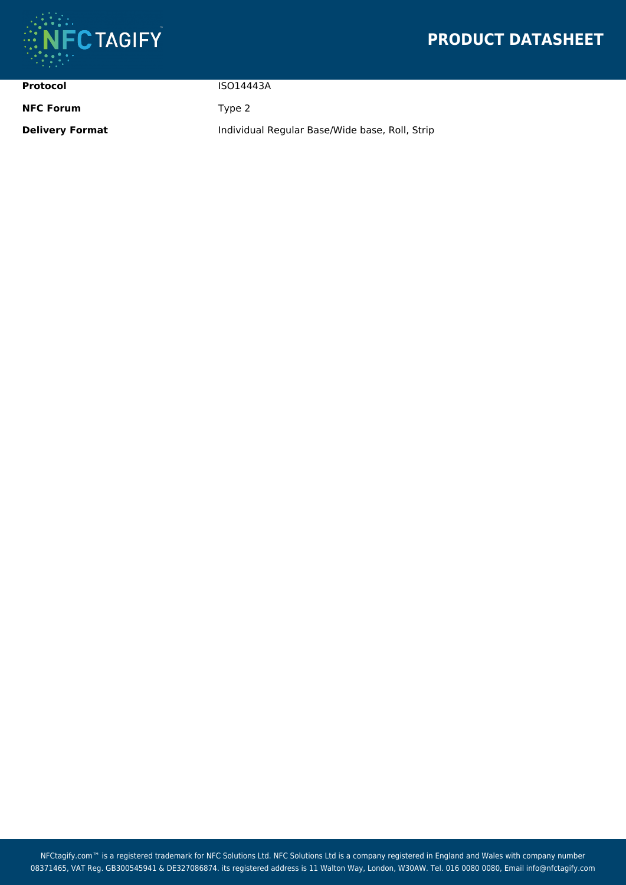| | |
|---|---|
| **Protocol** | ISO14443A |
| **NFC Forum** | Type 2 |
| **Delivery Format** | Individual Regular Base/Wide base, Roll, Strip |